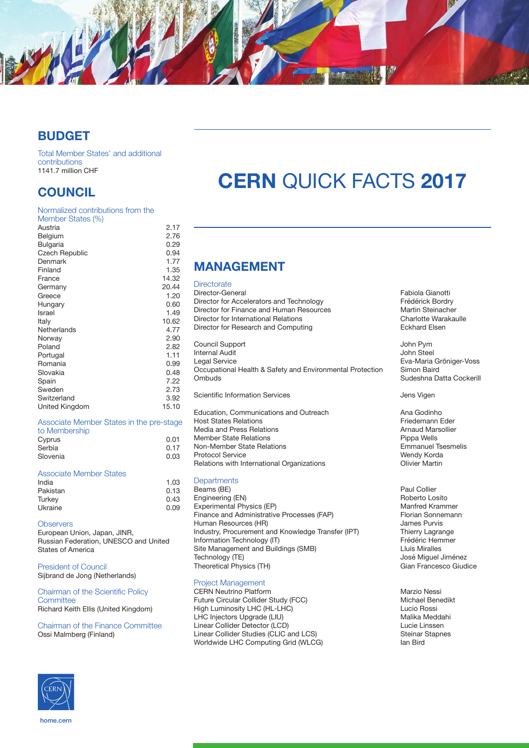# CERN QUICK FACTS 2017

## BUDGET

Total Member States' and additional contributions
1141.7 million CHF

## COUNCIL

Normalized contributions from the Member States (%)

| Country | % |
|---|---|
| Austria | 2.17 |
| Belgium | 2.76 |
| Bulgaria | 0.29 |
| Czech Republic | 0.94 |
| Denmark | 1.77 |
| Finland | 1.35 |
| France | 14.32 |
| Germany | 20.44 |
| Greece | 1.20 |
| Hungary | 0.60 |
| Israel | 1.49 |
| Italy | 10.62 |
| Netherlands | 4.77 |
| Norway | 2.90 |
| Poland | 2.82 |
| Portugal | 1.11 |
| Romania | 0.99 |
| Slovakia | 0.48 |
| Spain | 7.22 |
| Sweden | 2.73 |
| Switzerland | 3.92 |
| United Kingdom | 15.10 |

Associate Member States in the pre-stage to Membership

| Country | % |
|---|---|
| Cyprus | 0.01 |
| Serbia | 0.17 |
| Slovenia | 0.03 |

Associate Member States

| Country | % |
|---|---|
| India | 1.03 |
| Pakistan | 0.13 |
| Turkey | 0.43 |
| Ukraine | 0.09 |

Observers
European Union, Japan, JINR, Russian Federation, UNESCO and United States of America

President of Council
Sijbrand de Jong (Netherlands)

Chairman of the Scientific Policy Committee
Richard Keith Ellis (United Kingdom)

Chairman of the Finance Committee
Ossi Malmberg (Finland)

## MANAGEMENT

### Directorate

| | |
|---|---|
| Director-General | Fabiola Gianotti |
| Director for Accelerators and Technology | Frédérick Bordry |
| Director for Finance and Human Resources | Martin Steinacher |
| Director for International Relations | Charlotte Warakaulle |
| Director for Research and Computing | Eckhard Elsen |
| Council Support | John Pym |
| Internal Audit | John Steel |
| Legal Service | Eva-Maria Gröniger-Voss |
| Occupational Health & Safety and Environmental Protection | Simon Baird |
| Ombuds | Sudeshna Datta Cockerill |
| Scientific Information Services | Jens Vigen |
| Education, Communications and Outreach | Ana Godinho |
| Host States Relations | Friedemann Eder |
| Media and Press Relations | Arnaud Marsollier |
| Member State Relations | Pippa Wells |
| Non-Member State Relations | Emmanuel Tsesmelis |
| Protocol Service | Wendy Korda |
| Relations with International Organizations | Olivier Martin |

### Departments

| | |
|---|---|
| Beams (BE) | Paul Collier |
| Engineering (EN) | Roberto Losito |
| Experimental Physics (EP) | Manfred Krammer |
| Finance and Administrative Processes (FAP) | Florian Sonnemann |
| Human Resources (HR) | James Purvis |
| Industry, Procurement and Knowledge Transfer (IPT) | Thierry Lagrange |
| Information Technology (IT) | Frédéric Hemmer |
| Site Management and Buildings (SMB) | Lluis Miralles |
| Technology (TE) | José Miguel Jiménez |
| Theoretical Physics (TH) | Gian Francesco Giudice |

### Project Management

| | |
|---|---|
| CERN Neutrino Platform | Marzio Nessi |
| Future Circular Collider Study (FCC) | Michael Benedikt |
| High Luminosity LHC (HL-LHC) | Lucio Rossi |
| LHC Injectors Upgrade (LIU) | Malika Meddahi |
| Linear Collider Detector (LCD) | Lucie Linssen |
| Linear Collider Studies (CLIC and LCS) | Steinar Stapnes |
| Worldwide LHC Computing Grid (WLCG) | Ian Bird |

home.cern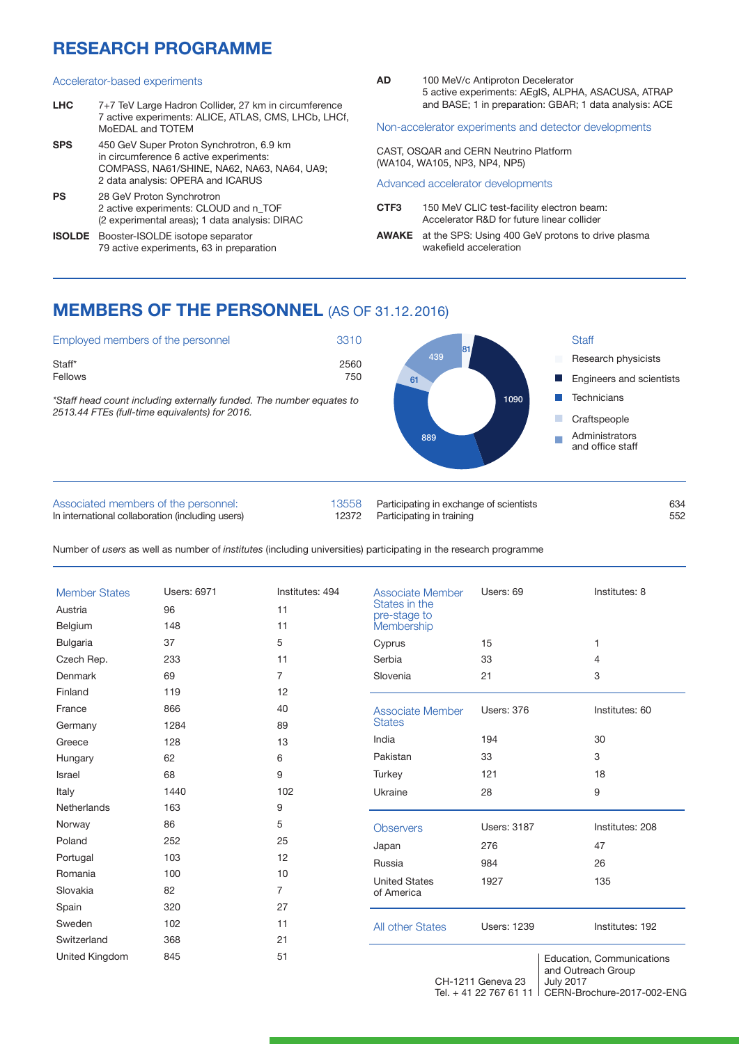## RESEARCH PROGRAMME

### Accelerator-based experiments

**LHC** 7+7 TeV Large Hadron Collider, 27 km in circumference
7 active experiments: ALICE, ATLAS, CMS, LHCb, LHCf, MoEDAL and TOTEM

**SPS** 450 GeV Super Proton Synchrotron, 6.9 km in circumference 6 active experiments: COMPASS, NA61/SHINE, NA62, NA63, NA64, UA9; 2 data analysis: OPERA and ICARUS

**PS** 28 GeV Proton Synchrotron
2 active experiments: CLOUD and n_TOF
(2 experimental areas); 1 data analysis: DIRAC

**ISOLDE** Booster-ISOLDE isotope separator
79 active experiments, 63 in preparation

**AD** 100 MeV/c Antiproton Decelerator
5 active experiments: AEgIS, ALPHA, ASACUSA, ATRAP and BASE; 1 in preparation: GBAR; 1 data analysis: ACE

### Non-accelerator experiments and detector developments

CAST, OSQAR and CERN Neutrino Platform (WA104, WA105, NP3, NP4, NP5)

### Advanced accelerator developments

**CTF3** 150 MeV CLIC test-facility electron beam: Accelerator R&D for future linear collider

**AWAKE** at the SPS: Using 400 GeV protons to drive plasma wakefield acceleration

## MEMBERS OF THE PERSONNEL (AS OF 31.12.2016)

| Employed members of the personnel | 3310 |
|---|---|
| Staff* | 2560 |
| Fellows | 750 |

*Staff head count including externally funded. The number equates to 2513.44 FTEs (full-time equivalents) for 2016.*

Staff
Research physicists
Engineers and scientists
Technicians
Craftspeople
Administrators and office staff

81
1090
889
61
439

| Associated members of the personnel: | 13558 |
|---|---|
| In international collaboration (including users) | 12372 |
| Participating in exchange of scientists | 634 |
| Participating in training | 552 |

Number of *users* as well as number of *institutes* (including universities) participating in the research programme

| Member States | Users: 6971 | Institutes: 494 |
|---|---|---|
| Austria | 96 | 11 |
| Belgium | 148 | 11 |
| Bulgaria | 37 | 5 |
| Czech Rep. | 233 | 11 |
| Denmark | 69 | 7 |
| Finland | 119 | 12 |
| France | 866 | 40 |
| Germany | 1284 | 89 |
| Greece | 128 | 13 |
| Hungary | 62 | 6 |
| Israel | 68 | 9 |
| Italy | 1440 | 102 |
| Netherlands | 163 | 9 |
| Norway | 86 | 5 |
| Poland | 252 | 25 |
| Portugal | 103 | 12 |
| Romania | 100 | 10 |
| Slovakia | 82 | 7 |
| Spain | 320 | 27 |
| Sweden | 102 | 11 |
| Switzerland | 368 | 21 |
| United Kingdom | 845 | 51 |

| Associate Member States in the pre-stage to Membership | Users: 69 | Institutes: 8 |
|---|---|---|
| Cyprus | 15 | 1 |
| Serbia | 33 | 4 |
| Slovenia | 21 | 3 |

| Associate Member States | Users: 376 | Institutes: 60 |
|---|---|---|
| India | 194 | 30 |
| Pakistan | 33 | 3 |
| Turkey | 121 | 18 |
| Ukraine | 28 | 9 |

| Observers | Users: 3187 | Institutes: 208 |
|---|---|---|
| Japan | 276 | 47 |
| Russia | 984 | 26 |
| United States of America | 1927 | 135 |

| All other States | Users: 1239 | Institutes: 192 |
|---|---|---|

CH-1211 Geneva 23
Tel. + 41 22 767 61 11

Education, Communications and Outreach Group
July 2017
CERN-Brochure-2017-002-ENG